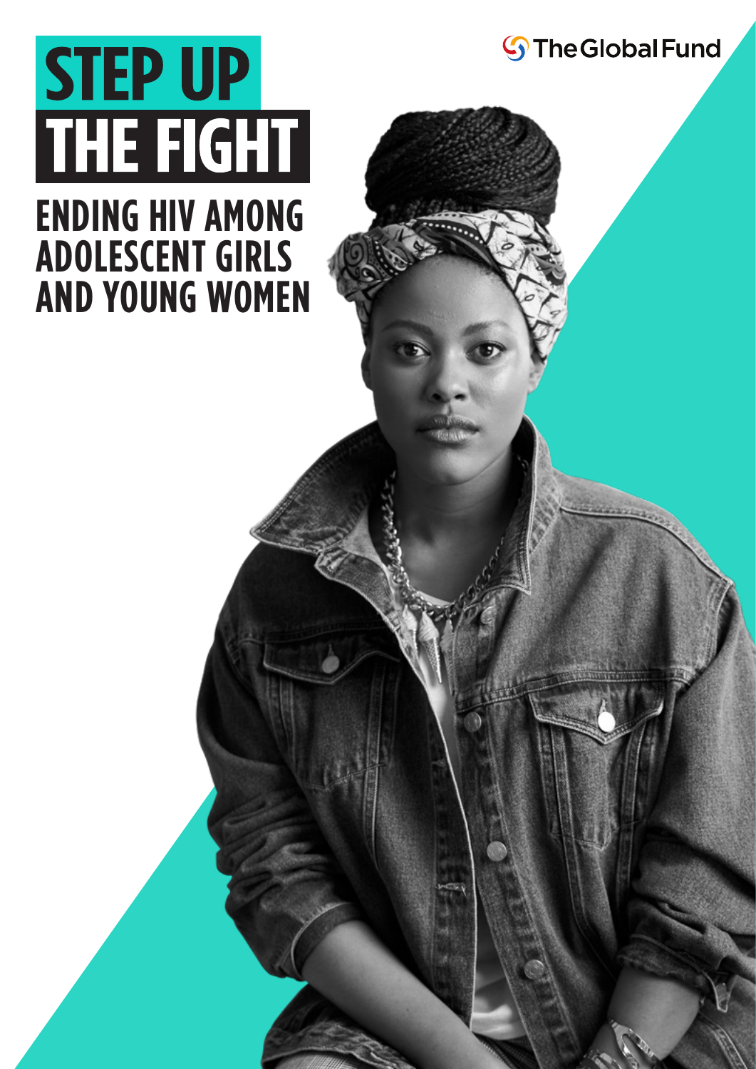The Global Fund

# STEP UP THE FIGHT

## ENDING HIV AMONG ADOLESCENT GIRLS AND YOUNG WOMEN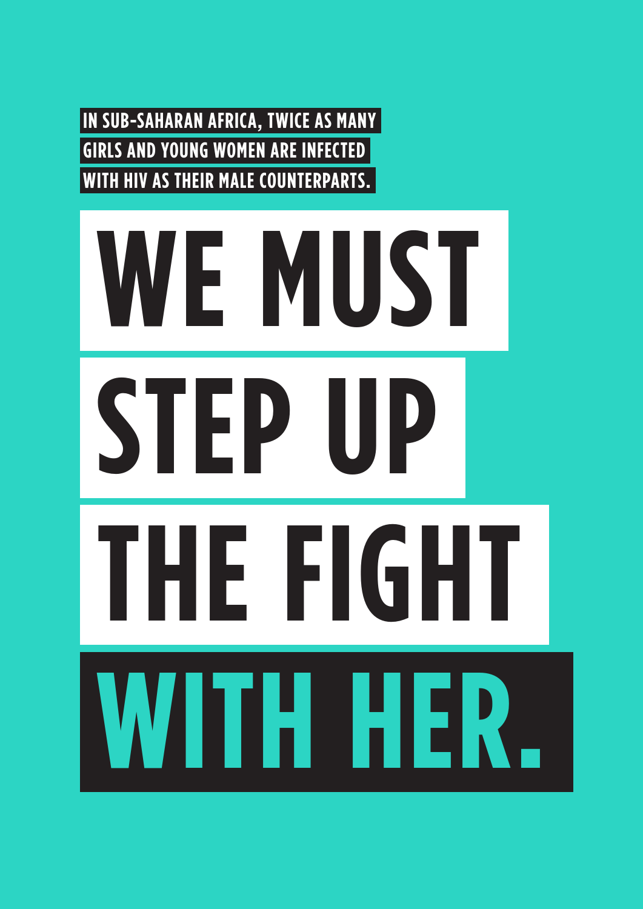**IN SUB-SAHARAN AFRICA, TWICE AS MANY GIRLS AND YOUNG WOMEN ARE INFECTED WITH HIV AS THEIR MALE COUNTERPARTS.**

# WE MUST STEP UP THE FIGHT WITH HER.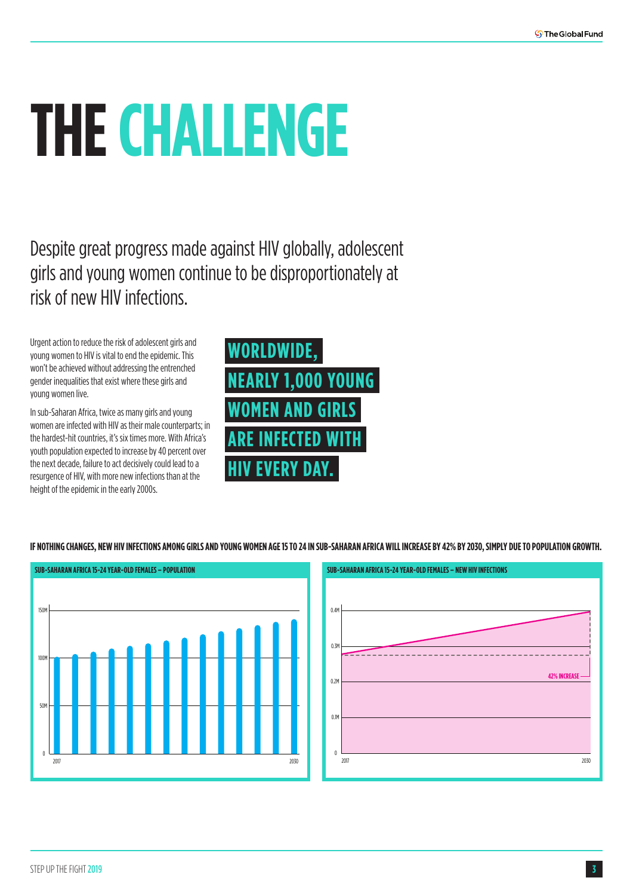# THE CHALLENGE

## Despite great progress made against HIV globally, adolescent girls and young women continue to be disproportionately at risk of new HIV infections.

Urgent action to reduce the risk of adolescent girls and young women to HIV is vital to end the epidemic. This won't be achieved without addressing the entrenched gender inequalities that exist where these girls and young women live.

In sub-Saharan Africa, twice as many girls and young women are infected with HIV as their male counterparts; in the hardest-hit countries, it's six times more. With Africa's youth population expected to increase by 40 percent over the next decade, failure to act decisively could lead to a resurgence of HIV, with more new infections than at the height of the epidemic in the early 2000s.

**WORLDWIDE, NEARLY 1,000 YOUNG WOMEN AND GIRLS ARE INFECTED WITH HIV EVERY DAY.**

**IF NOTHING CHANGES, NEW HIV INFECTIONS AMONG GIRLS AND YOUNG WOMEN AGE 15 TO 24 IN SUB-SAHARAN AFRICA WILL INCREASE BY 42% BY 2030, SIMPLY DUE TO POPULATION GROWTH.**

**SUB-SAHARAN AFRICA 15-24 YEAR-OLD FEMALES – POPULATION**

(Chart: y-axis 0, 50M, 100M, 150M; x-axis 2017 to 2030)

**SUB-SAHARAN AFRICA 15-24 YEAR-OLD FEMALES – NEW HIV INFECTIONS**

(Chart: y-axis 0, 0.1M, 0.2M, 0.3M, 0.4M; x-axis 2017 to 2030; 42% INCREASE)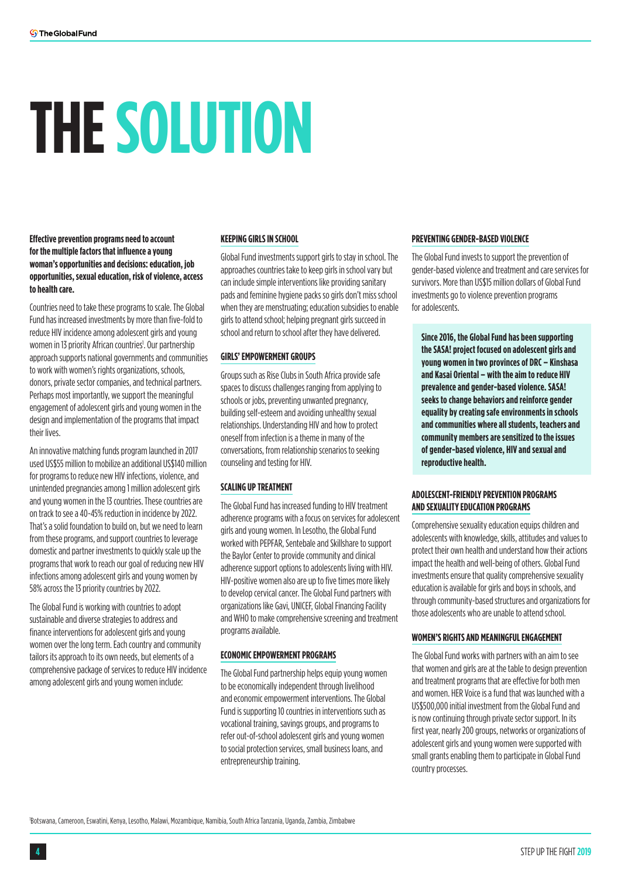# THE SOLUTION

**Effective prevention programs need to account for the multiple factors that influence a young woman's opportunities and decisions: education, job opportunities, sexual education, risk of violence, access to health care.**

Countries need to take these programs to scale. The Global Fund has increased investments by more than five-fold to reduce HIV incidence among adolescent girls and young women in 13 priority African countries[1]. Our partnership approach supports national governments and communities to work with women's rights organizations, schools, donors, private sector companies, and technical partners. Perhaps most importantly, we support the meaningful engagement of adolescent girls and young women in the design and implementation of the programs that impact their lives.

An innovative matching funds program launched in 2017 used US$55 million to mobilize an additional US$140 million for programs to reduce new HIV infections, violence, and unintended pregnancies among 1 million adolescent girls and young women in the 13 countries. These countries are on track to see a 40-45% reduction in incidence by 2022. That's a solid foundation to build on, but we need to learn from these programs, and support countries to leverage domestic and partner investments to quickly scale up the programs that work to reach our goal of reducing new HIV infections among adolescent girls and young women by 58% across the 13 priority countries by 2022.

The Global Fund is working with countries to adopt sustainable and diverse strategies to address and finance interventions for adolescent girls and young women over the long term. Each country and community tailors its approach to its own needs, but elements of a comprehensive package of services to reduce HIV incidence among adolescent girls and young women include:

### KEEPING GIRLS IN SCHOOL

Global Fund investments support girls to stay in school. The approaches countries take to keep girls in school vary but can include simple interventions like providing sanitary pads and feminine hygiene packs so girls don't miss school when they are menstruating; education subsidies to enable girls to attend school; helping pregnant girls succeed in school and return to school after they have delivered.

### GIRLS' EMPOWERMENT GROUPS

Groups such as Rise Clubs in South Africa provide safe spaces to discuss challenges ranging from applying to schools or jobs, preventing unwanted pregnancy, building self-esteem and avoiding unhealthy sexual relationships. Understanding HIV and how to protect oneself from infection is a theme in many of the conversations, from relationship scenarios to seeking counseling and testing for HIV.

### SCALING UP TREATMENT

The Global Fund has increased funding to HIV treatment adherence programs with a focus on services for adolescent girls and young women. In Lesotho, the Global Fund worked with PEPFAR, Sentebale and Skillshare to support the Baylor Center to provide community and clinical adherence support options to adolescents living with HIV. HIV-positive women also are up to five times more likely to develop cervical cancer. The Global Fund partners with organizations like Gavi, UNICEF, Global Financing Facility and WHO to make comprehensive screening and treatment programs available.

### ECONOMIC EMPOWERMENT PROGRAMS

The Global Fund partnership helps equip young women to be economically independent through livelihood and economic empowerment interventions. The Global Fund is supporting 10 countries in interventions such as vocational training, savings groups, and programs to refer out-of-school adolescent girls and young women to social protection services, small business loans, and entrepreneurship training.

### PREVENTING GENDER-BASED VIOLENCE

The Global Fund invests to support the prevention of gender-based violence and treatment and care services for survivors. More than US$15 million dollars of Global Fund investments go to violence prevention programs for adolescents.

**Since 2016, the Global Fund has been supporting the SASA! project focused on adolescent girls and young women in two provinces of DRC – Kinshasa and Kasai Oriental – with the aim to reduce HIV prevalence and gender-based violence. SASA! seeks to change behaviors and reinforce gender equality by creating safe environments in schools and communities where all students, teachers and community members are sensitized to the issues of gender-based violence, HIV and sexual and reproductive health.**

### ADOLESCENT-FRIENDLY PREVENTION PROGRAMS AND SEXUALITY EDUCATION PROGRAMS

Comprehensive sexuality education equips children and adolescents with knowledge, skills, attitudes and values to protect their own health and understand how their actions impact the health and well-being of others. Global Fund investments ensure that quality comprehensive sexuality education is available for girls and boys in schools, and through community-based structures and organizations for those adolescents who are unable to attend school.

### WOMEN'S RIGHTS AND MEANINGFUL ENGAGEMENT

The Global Fund works with partners with an aim to see that women and girls are at the table to design prevention and treatment programs that are effective for both men and women. HER Voice is a fund that was launched with a US$500,000 initial investment from the Global Fund and is now continuing through private sector support. In its first year, nearly 200 groups, networks or organizations of adolescent girls and young women were supported with small grants enabling them to participate in Global Fund country processes.

[1] Botswana, Cameroon, Eswatini, Kenya, Lesotho, Malawi, Mozambique, Namibia, South Africa Tanzania, Uganda, Zambia, Zimbabwe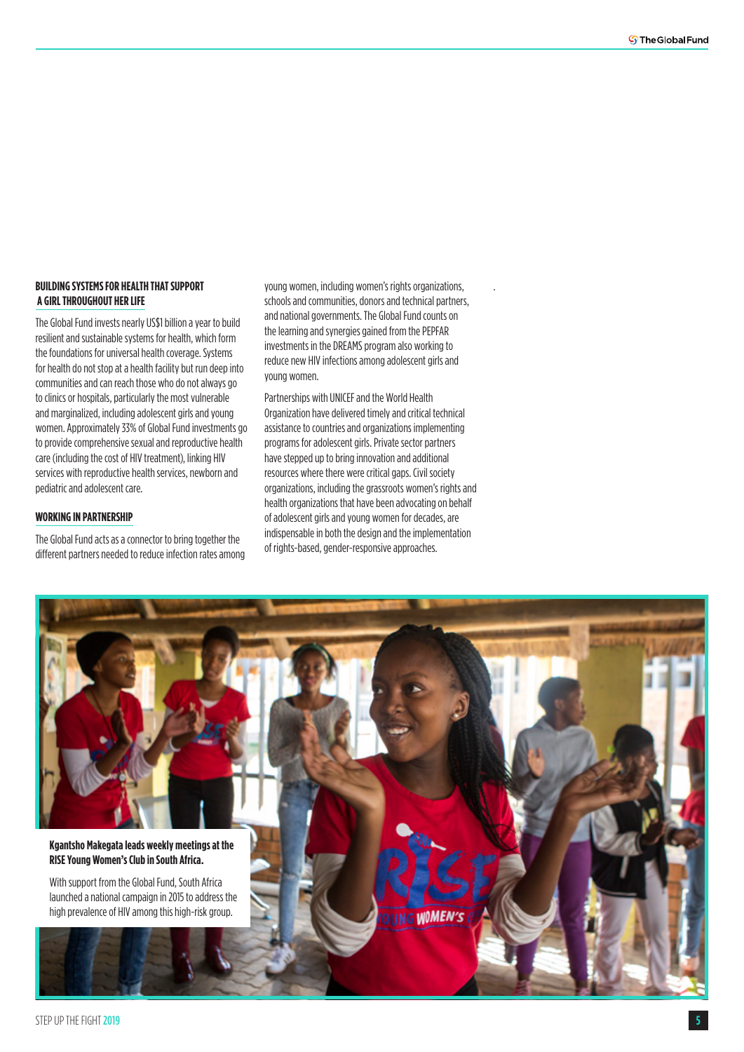## BUILDING SYSTEMS FOR HEALTH THAT SUPPORT A GIRL THROUGHOUT HER LIFE

The Global Fund invests nearly US$1 billion a year to build resilient and sustainable systems for health, which form the foundations for universal health coverage. Systems for health do not stop at a health facility but run deep into communities and can reach those who do not always go to clinics or hospitals, particularly the most vulnerable and marginalized, including adolescent girls and young women. Approximately 33% of Global Fund investments go to provide comprehensive sexual and reproductive health care (including the cost of HIV treatment), linking HIV services with reproductive health services, newborn and pediatric and adolescent care.

## WORKING IN PARTNERSHIP

The Global Fund acts as a connector to bring together the different partners needed to reduce infection rates among young women, including women's rights organizations, schools and communities, donors and technical partners, and national governments. The Global Fund counts on the learning and synergies gained from the PEPFAR investments in the DREAMS program also working to reduce new HIV infections among adolescent girls and young women.

Partnerships with UNICEF and the World Health Organization have delivered timely and critical technical assistance to countries and organizations implementing programs for adolescent girls. Private sector partners have stepped up to bring innovation and additional resources where there were critical gaps. Civil society organizations, including the grassroots women's rights and health organizations that have been advocating on behalf of adolescent girls and young women for decades, are indispensable in both the design and the implementation of rights-based, gender-responsive approaches.

**Kgantsho Makegata leads weekly meetings at the RISE Young Women's Club in South Africa.**

With support from the Global Fund, South Africa launched a national campaign in 2015 to address the high prevalence of HIV among this high-risk group.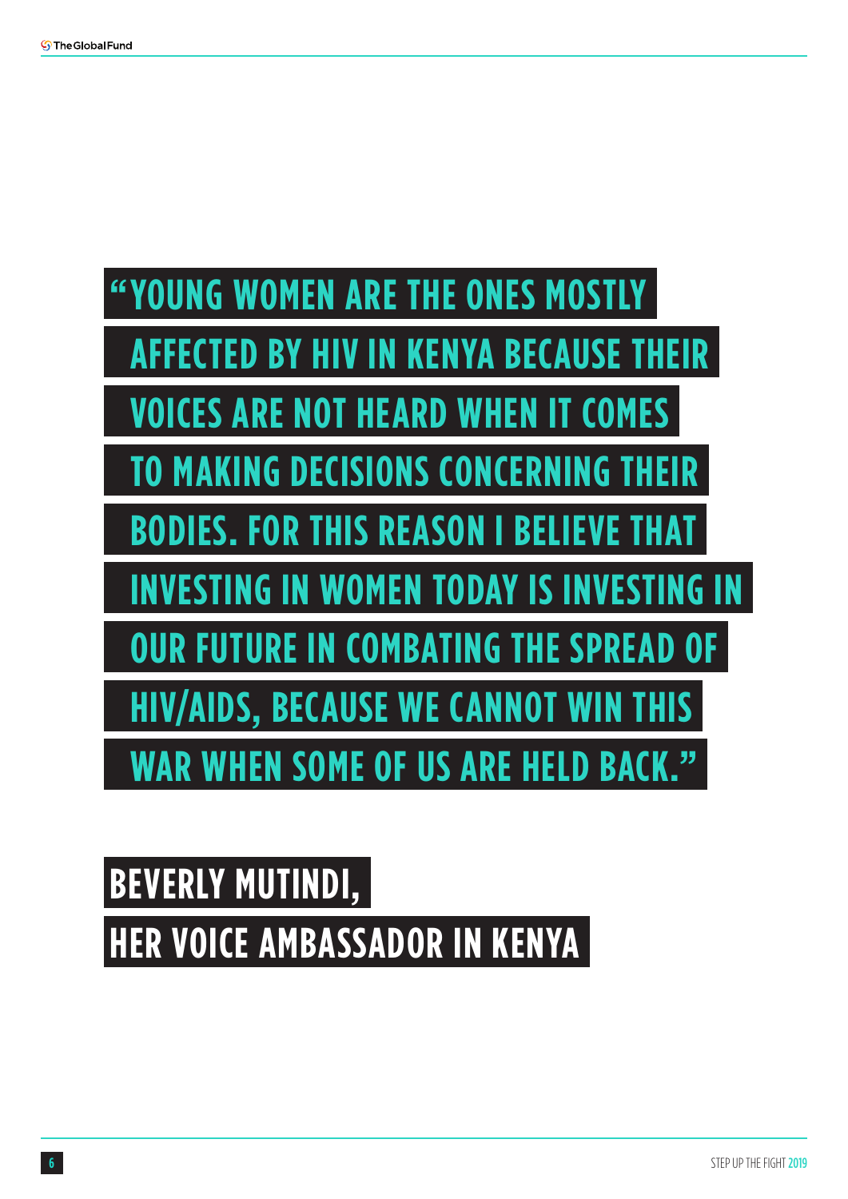> **"YOUNG WOMEN ARE THE ONES MOSTLY AFFECTED BY HIV IN KENYA BECAUSE THEIR VOICES ARE NOT HEARD WHEN IT COMES TO MAKING DECISIONS CONCERNING THEIR BODIES. FOR THIS REASON I BELIEVE THAT INVESTING IN WOMEN TODAY IS INVESTING IN OUR FUTURE IN COMBATING THE SPREAD OF HIV/AIDS, BECAUSE WE CANNOT WIN THIS WAR WHEN SOME OF US ARE HELD BACK."**

**BEVERLY MUTINDI,**
**HER VOICE AMBASSADOR IN KENYA**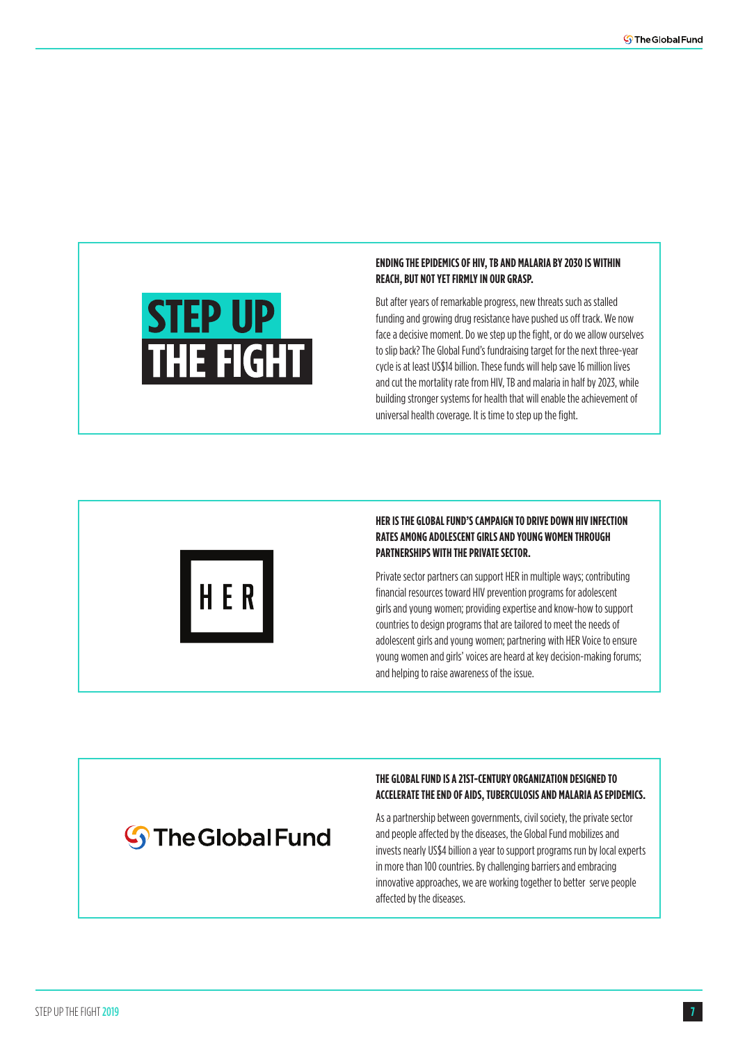**STEP UP THE FIGHT**

### ENDING THE EPIDEMICS OF HIV, TB AND MALARIA BY 2030 IS WITHIN REACH, BUT NOT YET FIRMLY IN OUR GRASP.

But after years of remarkable progress, new threats such as stalled funding and growing drug resistance have pushed us off track. We now face a decisive moment. Do we step up the fight, or do we allow ourselves to slip back? The Global Fund's fundraising target for the next three-year cycle is at least US$14 billion. These funds will help save 16 million lives and cut the mortality rate from HIV, TB and malaria in half by 2023, while building stronger systems for health that will enable the achievement of universal health coverage. It is time to step up the fight.

**HER**

### HER IS THE GLOBAL FUND'S CAMPAIGN TO DRIVE DOWN HIV INFECTION RATES AMONG ADOLESCENT GIRLS AND YOUNG WOMEN THROUGH PARTNERSHIPS WITH THE PRIVATE SECTOR.

Private sector partners can support HER in multiple ways; contributing financial resources toward HIV prevention programs for adolescent girls and young women; providing expertise and know-how to support countries to design programs that are tailored to meet the needs of adolescent girls and young women; partnering with HER Voice to ensure young women and girls' voices are heard at key decision-making forums; and helping to raise awareness of the issue.

**The Global Fund**

### THE GLOBAL FUND IS A 21ST-CENTURY ORGANIZATION DESIGNED TO ACCELERATE THE END OF AIDS, TUBERCULOSIS AND MALARIA AS EPIDEMICS.

As a partnership between governments, civil society, the private sector and people affected by the diseases, the Global Fund mobilizes and invests nearly US$4 billion a year to support programs run by local experts in more than 100 countries. By challenging barriers and embracing innovative approaches, we are working together to better serve people affected by the diseases.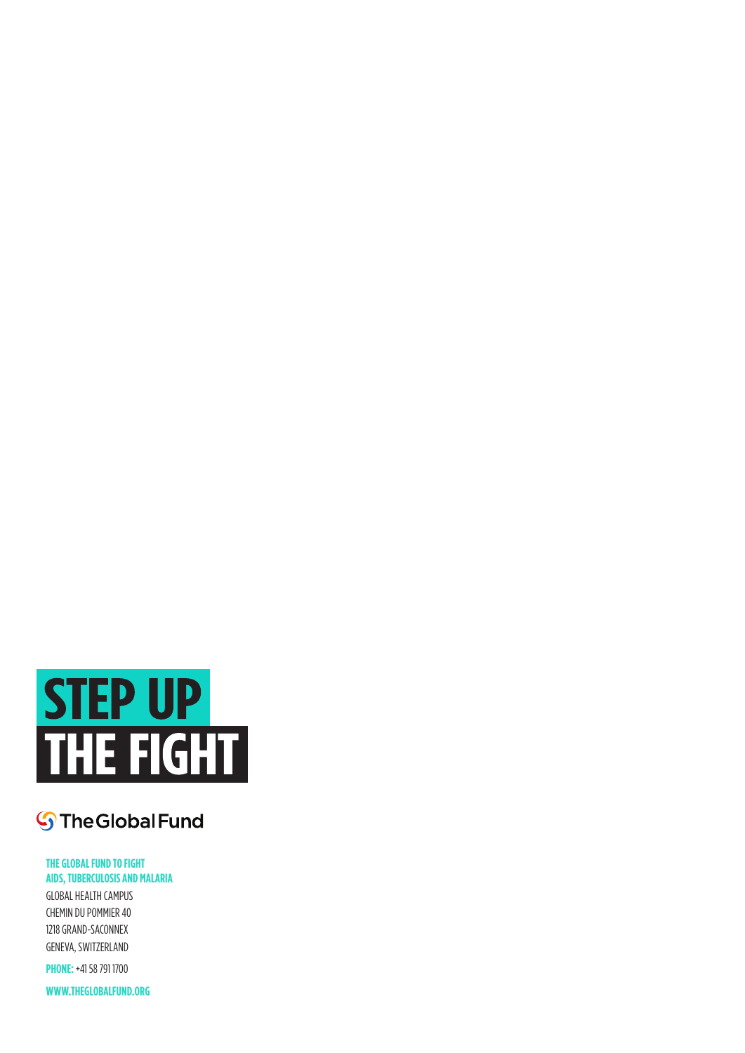# STEP UP THE FIGHT

The Global Fund

**THE GLOBAL FUND TO FIGHT AIDS, TUBERCULOSIS AND MALARIA**

GLOBAL HEALTH CAMPUS
CHEMIN DU POMMIER 40
1218 GRAND-SACONNEX
GENEVA, SWITZERLAND

**PHONE:** +41 58 791 1700

**WWW.THEGLOBALFUND.ORG**